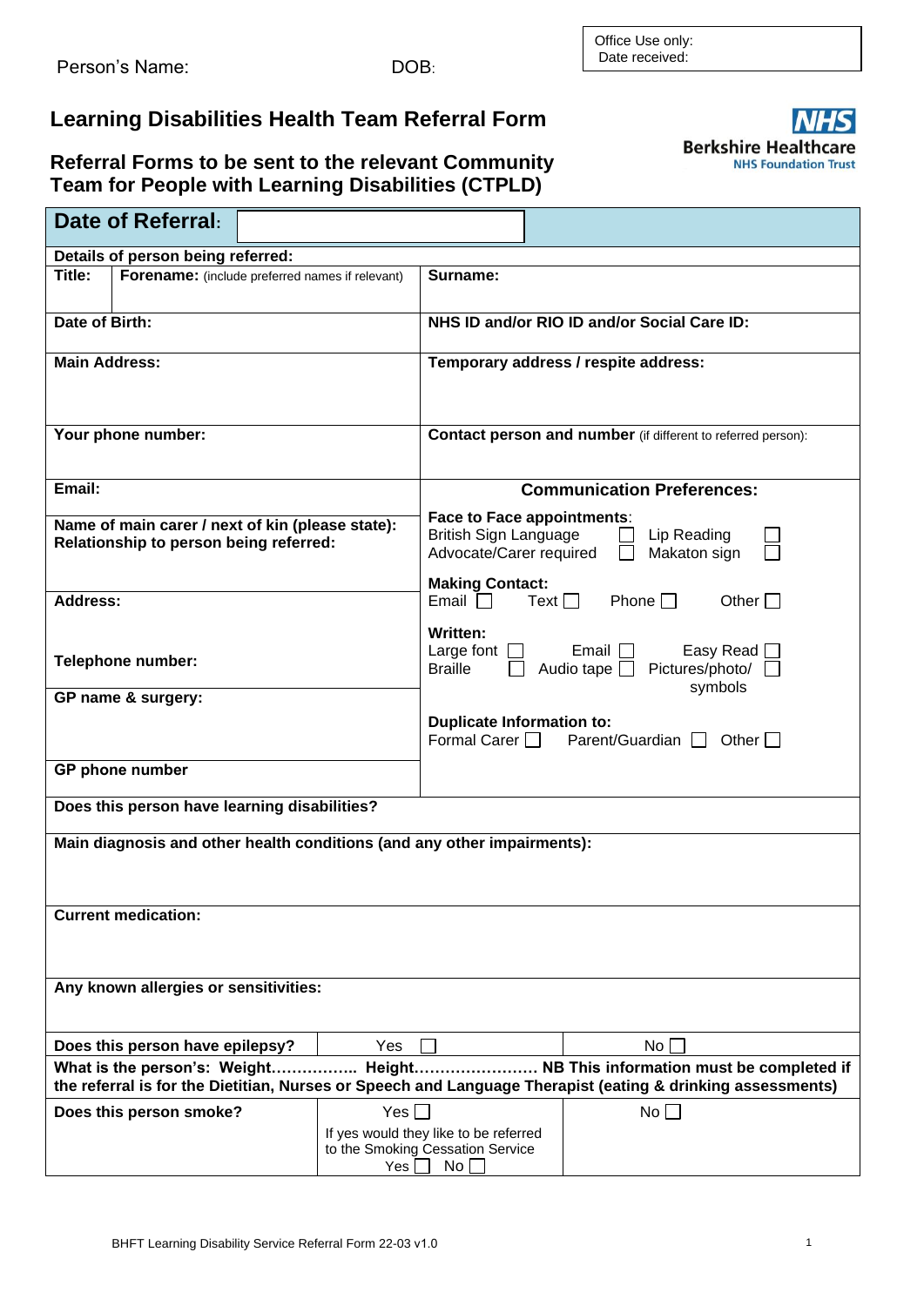Person's Name: DOB:

| Office Use only: Date received: |
|---|

# Learning Disabilities Health Team Referral Form

NHS Berkshire Healthcare NHS Foundation Trust

## Referral Forms to be sent to the relevant Community Team for People with Learning Disabilities (CTPLD)

| **Date of Referral:** | | |
|---|---|---|
| **Details of person being referred:** | | |
| **Title:** | **Forename:** (include preferred names if relevant) | **Surname:** |
| **Date of Birth:** | | **NHS ID and/or RIO ID and/or Social Care ID:** |
| **Main Address:** | | **Temporary address / respite address:** |
| **Your phone number:** | | **Contact person and number** (if different to referred person): |
| **Email:** | | **Communication Preferences:** |
| **Name of main carer / next of kin (please state):** **Relationship to person being referred:** | | **Face to Face appointments**: British Sign Language ☐ Lip Reading ☐ Advocate/Carer required ☐ Makaton sign ☐ |
| **Address:** **Telephone number:** | | **Making Contact:** Email ☐ Text ☐ Phone ☐ Other ☐ **Written:** Large font ☐ Email ☐ Easy Read ☐ Braille ☐ Audio tape ☐ Pictures/photo/ symbols ☐ |
| **GP name & surgery:** | | **Duplicate Information to:** Formal Carer ☐ Parent/Guardian ☐ Other ☐ |
| **GP phone number** | | |

| **Does this person have learning disabilities?** | | |
|---|---|---|
| **Main diagnosis and other health conditions (and any other impairments):** | | |
| **Current medication:** | | |
| **Any known allergies or sensitivities:** | | |
| **Does this person have epilepsy?** | Yes ☐ | No ☐ |
| **What is the person's: Weight…………….. Height…………………… NB This information must be completed if the referral is for the Dietitian, Nurses or Speech and Language Therapist (eating & drinking assessments)** | | |
| **Does this person smoke?** | Yes ☐ If yes would they like to be referred to the Smoking Cessation Service Yes ☐ No ☐ | No ☐ |

BHFT Learning Disability Service Referral Form 22-03 v1.0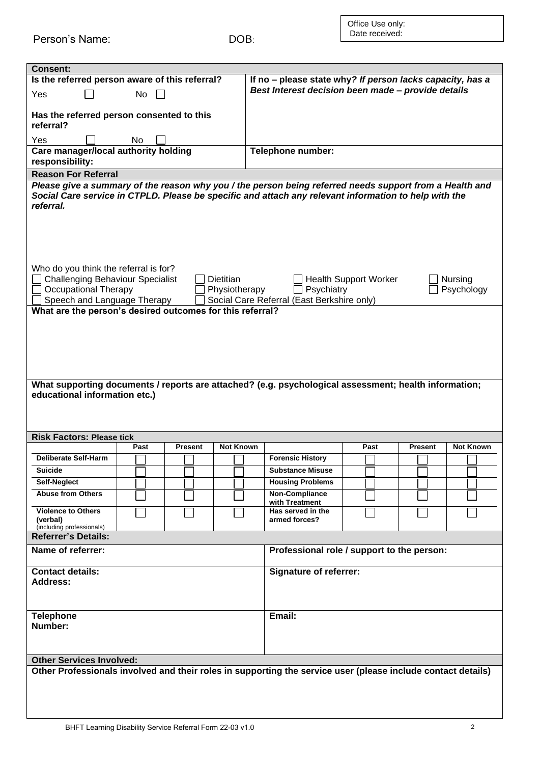Person's Name: DOB:

Office Use only:
Date received:

**Consent:**

| **Is the referred person aware of this referral?**<br>Yes ☐ No ☐<br><br>**Has the referred person consented to this referral?**<br>Yes ☐ No ☐ | **If no – please state why?** ***If person lacks capacity, has a Best Interest decision been made – provide details*** |
|---|---|
| **Care manager/local authority holding responsibility:** | **Telephone number:** |

**Reason For Referral**

***Please give a summary of the reason why you / the person being referred needs support from a Health and Social Care service in CTPLD. Please be specific and attach any relevant information to help with the referral.***

Who do you think the referral is for?

☐ Challenging Behaviour Specialist ☐ Dietitian ☐ Health Support Worker ☐ Nursing
☐ Occupational Therapy ☐ Physiotherapy ☐ Psychiatry ☐ Psychology
☐ Speech and Language Therapy ☐ Social Care Referral (East Berkshire only)

**What are the person's desired outcomes for this referral?**

**What supporting documents / reports are attached? (e.g. psychological assessment; health information; educational information etc.)**

**Risk Factors: Please tick**

| | Past | Present | Not Known | | Past | Present | Not Known |
|---|---|---|---|---|---|---|---|
| **Deliberate Self-Harm** | ☐ | ☐ | ☐ | **Forensic History** | ☐ | ☐ | ☐ |
| **Suicide** | ☐ | ☐ | ☐ | **Substance Misuse** | ☐ | ☐ | ☐ |
| **Self-Neglect** | ☐ | ☐ | ☐ | **Housing Problems** | ☐ | ☐ | ☐ |
| **Abuse from Others** | ☐ | ☐ | ☐ | **Non-Compliance with Treatment** | ☐ | ☐ | ☐ |
| **Violence to Others (verbal)** (including professionals) | ☐ | ☐ | ☐ | **Has served in the armed forces?** | ☐ | ☐ | ☐ |

**Referrer's Details:**

| **Name of referrer:** | **Professional role / support to the person:** |
|---|---|
| **Contact details:**<br>**Address:** | **Signature of referrer:** |
| **Telephone Number:** | **Email:** |

**Other Services Involved:**

**Other Professionals involved and their roles in supporting the service user (please include contact details)**

BHFT Learning Disability Service Referral Form 22-03 v1.0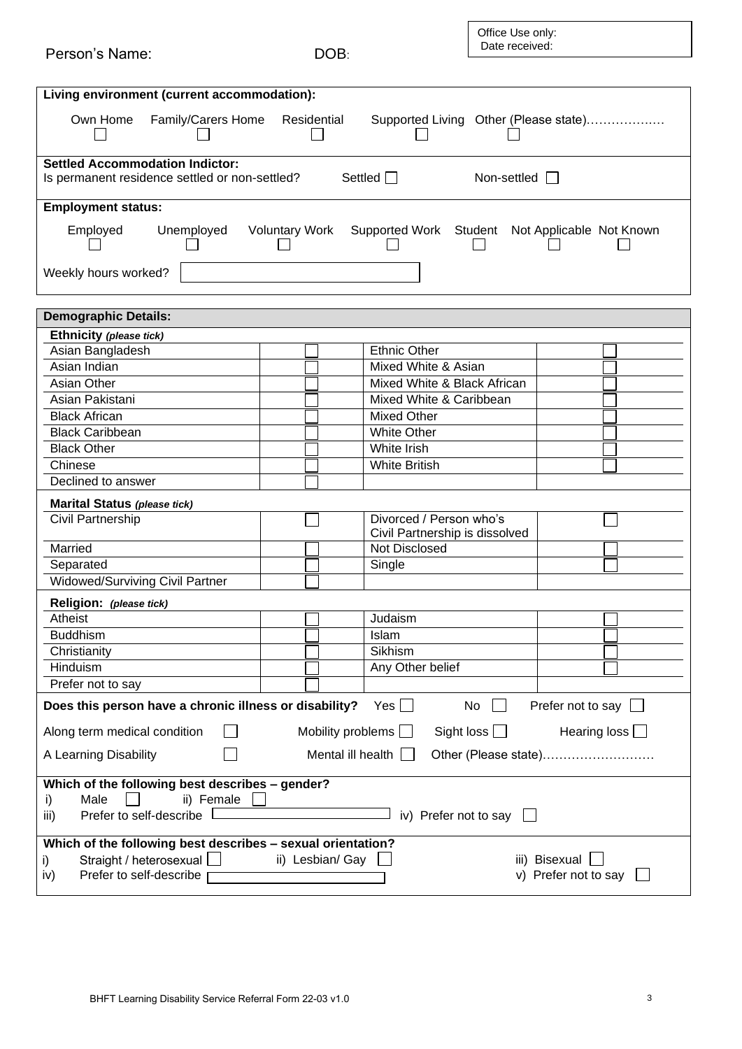Person's Name: DOB:

Office Use only:
Date received:

**Living environment (current accommodation):**

Own Home ☐ Family/Carers Home ☐ Residential ☐ Supported Living ☐ Other (Please state)……………… ☐

**Settled Accommodation Indictor:**
Is permanent residence settled or non-settled? Settled ☐ Non-settled ☐

**Employment status:**

Employed ☐ Unemployed ☐ Voluntary Work ☐ Supported Work ☐ Student ☐ Not Applicable ☐ Not Known ☐

Weekly hours worked? ☐

**Demographic Details:**

**Ethnicity** ***(please tick)***

| | | | |
|---|---|---|---|
| Asian Bangladesh | ☐ | Ethnic Other | ☐ |
| Asian Indian | ☐ | Mixed White & Asian | ☐ |
| Asian Other | ☐ | Mixed White & Black African | ☐ |
| Asian Pakistani | ☐ | Mixed White & Caribbean | ☐ |
| Black African | ☐ | Mixed Other | ☐ |
| Black Caribbean | ☐ | White Other | ☐ |
| Black Other | ☐ | White Irish | ☐ |
| Chinese | ☐ | White British | ☐ |
| Declined to answer | ☐ | | |

**Marital Status** ***(please tick)***

| | | | |
|---|---|---|---|
| Civil Partnership | ☐ | Divorced / Person who's Civil Partnership is dissolved | ☐ |
| Married | ☐ | Not Disclosed | ☐ |
| Separated | ☐ | Single | ☐ |
| Widowed/Surviving Civil Partner | ☐ | | |

**Religion:** ***(please tick)***

| | | | |
|---|---|---|---|
| Atheist | ☐ | Judaism | ☐ |
| Buddhism | ☐ | Islam | ☐ |
| Christianity | ☐ | Sikhism | ☐ |
| Hinduism | ☐ | Any Other belief | ☐ |
| Prefer not to say | ☐ | | |

**Does this person have a chronic illness or disability?** Yes ☐ No ☐ Prefer not to say ☐

Along term medical condition ☐ Mobility problems ☐ Sight loss ☐ Hearing loss ☐

A Learning Disability ☐ Mental ill health ☐ Other (Please state)………………………

**Which of the following best describes – gender?**

i) Male ☐ ii) Female ☐
iii) Prefer to self-describe ☐ iv) Prefer not to say ☐

**Which of the following best describes – sexual orientation?**

i) Straight / heterosexual ☐ ii) Lesbian/ Gay ☐ iii) Bisexual ☐
iv) Prefer to self-describe ☐ v) Prefer not to say ☐

BHFT Learning Disability Service Referral Form 22-03 v1.0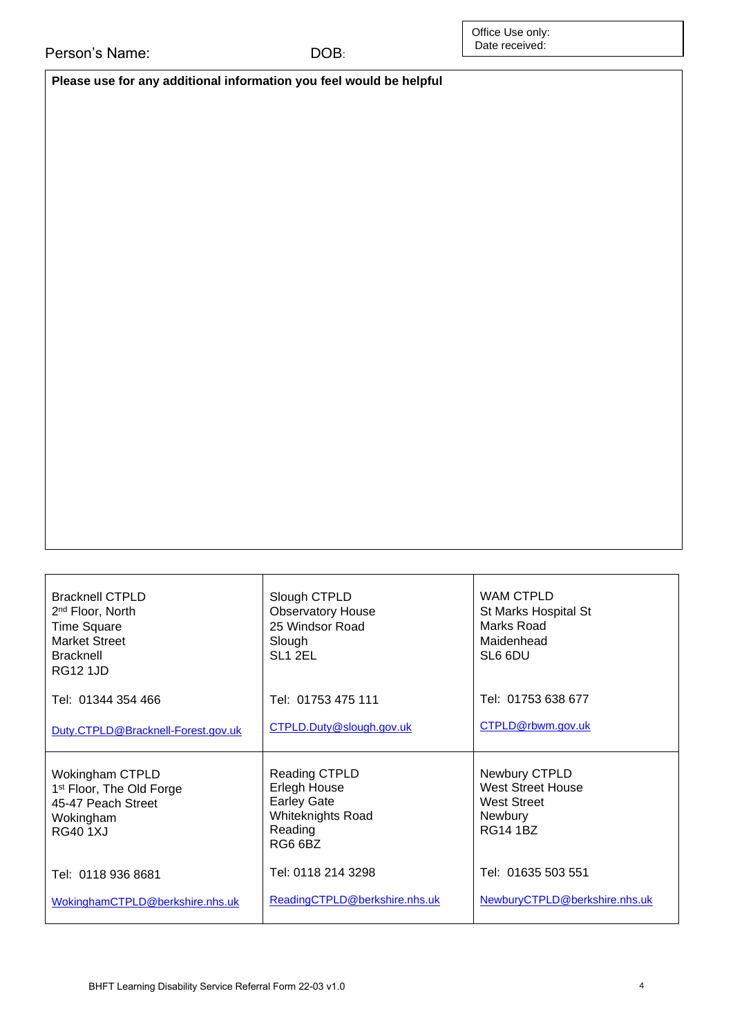Person's Name: DOB:

| Office Use only: |
|---|
| Date received: |

**Please use for any additional information you feel would be helpful**

| | | |
|---|---|---|
| Bracknell CTPLD<br>2nd Floor, North<br>Time Square<br>Market Street<br>Bracknell<br>RG12 1JD<br><br>Tel: 01344 354 466<br><br>Duty.CTPLD@Bracknell-Forest.gov.uk | Slough CTPLD<br>Observatory House<br>25 Windsor Road<br>Slough<br>SL1 2EL<br><br>Tel: 01753 475 111<br><br>CTPLD.Duty@slough.gov.uk | WAM CTPLD<br>St Marks Hospital St<br>Marks Road<br>Maidenhead<br>SL6 6DU<br><br>Tel: 01753 638 677<br><br>CTPLD@rbwm.gov.uk |
| Wokingham CTPLD<br>1st Floor, The Old Forge<br>45-47 Peach Street<br>Wokingham<br>RG40 1XJ<br><br>Tel: 0118 936 8681<br><br>WokinghamCTPLD@berkshire.nhs.uk | Reading CTPLD<br>Erlegh House<br>Earley Gate<br>Whiteknights Road<br>Reading<br>RG6 6BZ<br><br>Tel: 0118 214 3298<br><br>ReadingCTPLD@berkshire.nhs.uk | Newbury CTPLD<br>West Street House<br>West Street<br>Newbury<br>RG14 1BZ<br><br>Tel: 01635 503 551<br><br>NewburyCTPLD@berkshire.nhs.uk |

BHFT Learning Disability Service Referral Form 22-03 v1.0